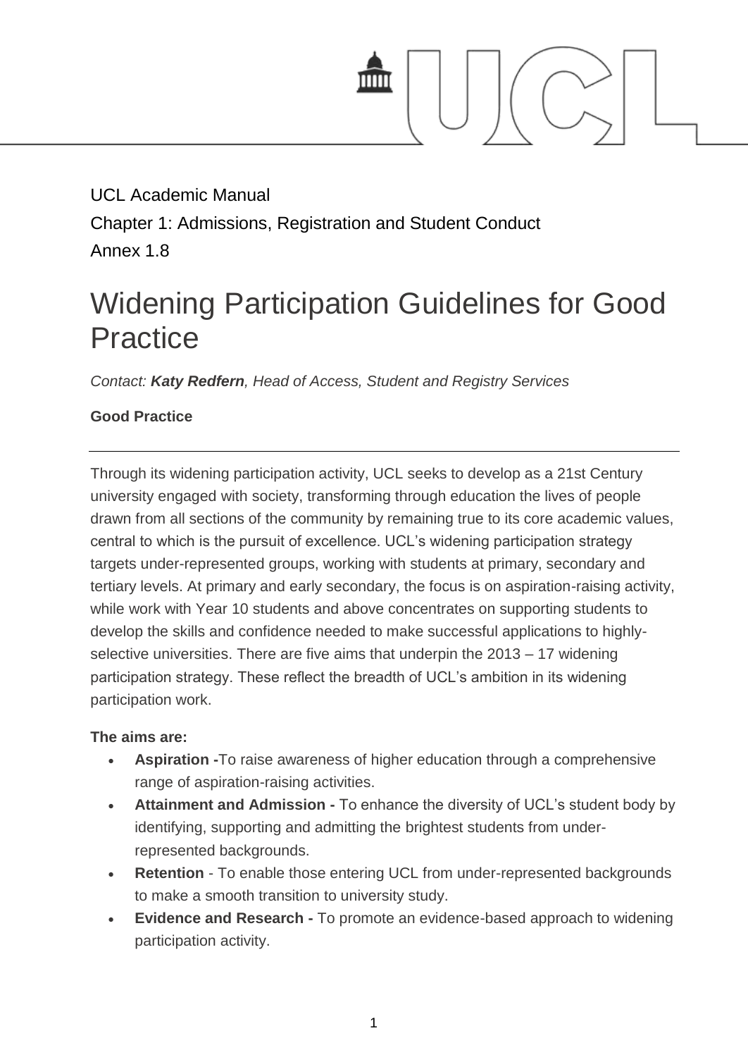UCL Academic Manual

Chapter 1: Admissions, Registration and Student Conduct

Annex 1.8

# Widening Participation Guidelines for Good Practice

*Contact: **Katy Redfern**, Head of Access, Student and Registry Services*

**Good Practice**

---

Through its widening participation activity, UCL seeks to develop as a 21st Century university engaged with society, transforming through education the lives of people drawn from all sections of the community by remaining true to its core academic values, central to which is the pursuit of excellence. UCL's widening participation strategy targets under-represented groups, working with students at primary, secondary and tertiary levels. At primary and early secondary, the focus is on aspiration-raising activity, while work with Year 10 students and above concentrates on supporting students to develop the skills and confidence needed to make successful applications to highly-selective universities. There are five aims that underpin the 2013 – 17 widening participation strategy. These reflect the breadth of UCL's ambition in its widening participation work.

**The aims are:**

- **Aspiration -**To raise awareness of higher education through a comprehensive range of aspiration-raising activities.
- **Attainment and Admission -** To enhance the diversity of UCL's student body by identifying, supporting and admitting the brightest students from under-represented backgrounds.
- **Retention** - To enable those entering UCL from under-represented backgrounds to make a smooth transition to university study.
- **Evidence and Research -** To promote an evidence-based approach to widening participation activity.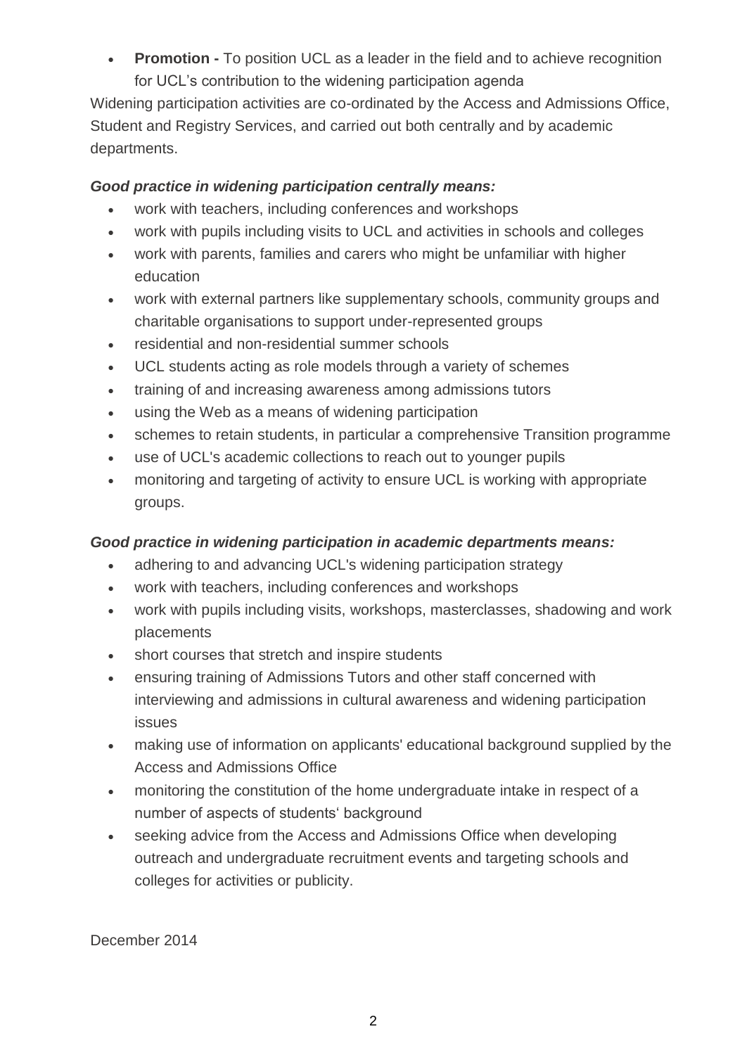- **Promotion -** To position UCL as a leader in the field and to achieve recognition for UCL's contribution to the widening participation agenda

Widening participation activities are co-ordinated by the Access and Admissions Office, Student and Registry Services, and carried out both centrally and by academic departments.

***Good practice in widening participation centrally means:***

- work with teachers, including conferences and workshops
- work with pupils including visits to UCL and activities in schools and colleges
- work with parents, families and carers who might be unfamiliar with higher education
- work with external partners like supplementary schools, community groups and charitable organisations to support under-represented groups
- residential and non-residential summer schools
- UCL students acting as role models through a variety of schemes
- training of and increasing awareness among admissions tutors
- using the Web as a means of widening participation
- schemes to retain students, in particular a comprehensive Transition programme
- use of UCL's academic collections to reach out to younger pupils
- monitoring and targeting of activity to ensure UCL is working with appropriate groups.

***Good practice in widening participation in academic departments means:***

- adhering to and advancing UCL's widening participation strategy
- work with teachers, including conferences and workshops
- work with pupils including visits, workshops, masterclasses, shadowing and work placements
- short courses that stretch and inspire students
- ensuring training of Admissions Tutors and other staff concerned with interviewing and admissions in cultural awareness and widening participation issues
- making use of information on applicants' educational background supplied by the Access and Admissions Office
- monitoring the constitution of the home undergraduate intake in respect of a number of aspects of students' background
- seeking advice from the Access and Admissions Office when developing outreach and undergraduate recruitment events and targeting schools and colleges for activities or publicity.

December 2014